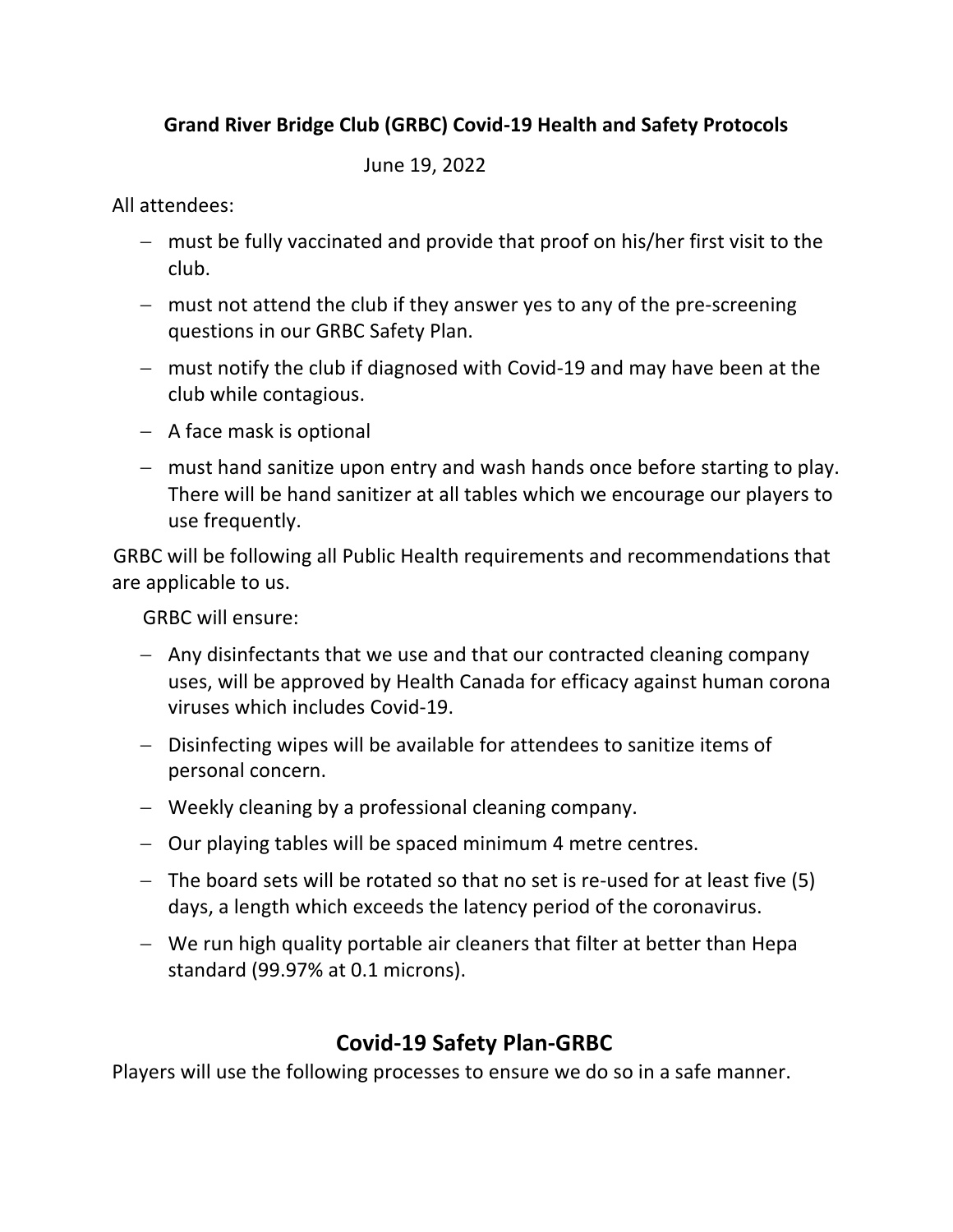**Grand River Bridge Club (GRBC) Covid-19 Health and Safety Protocols**

June 19, 2022

All attendees:

- must be fully vaccinated and provide that proof on his/her first visit to the club.
- must not attend the club if they answer yes to any of the pre-screening questions in our GRBC Safety Plan.
- must notify the club if diagnosed with Covid-19 and may have been at the club while contagious.
- A face mask is optional
- must hand sanitize upon entry and wash hands once before starting to play. There will be hand sanitizer at all tables which we encourage our players to use frequently.

GRBC will be following all Public Health requirements and recommendations that are applicable to us.

GRBC will ensure:

- Any disinfectants that we use and that our contracted cleaning company uses, will be approved by Health Canada for efficacy against human corona viruses which includes Covid-19.
- Disinfecting wipes will be available for attendees to sanitize items of personal concern.
- Weekly cleaning by a professional cleaning company.
- Our playing tables will be spaced minimum 4 metre centres.
- The board sets will be rotated so that no set is re-used for at least five (5) days, a length which exceeds the latency period of the coronavirus.
- We run high quality portable air cleaners that filter at better than Hepa standard (99.97% at 0.1 microns).

## Covid-19 Safety Plan-GRBC

Players will use the following processes to ensure we do so in a safe manner.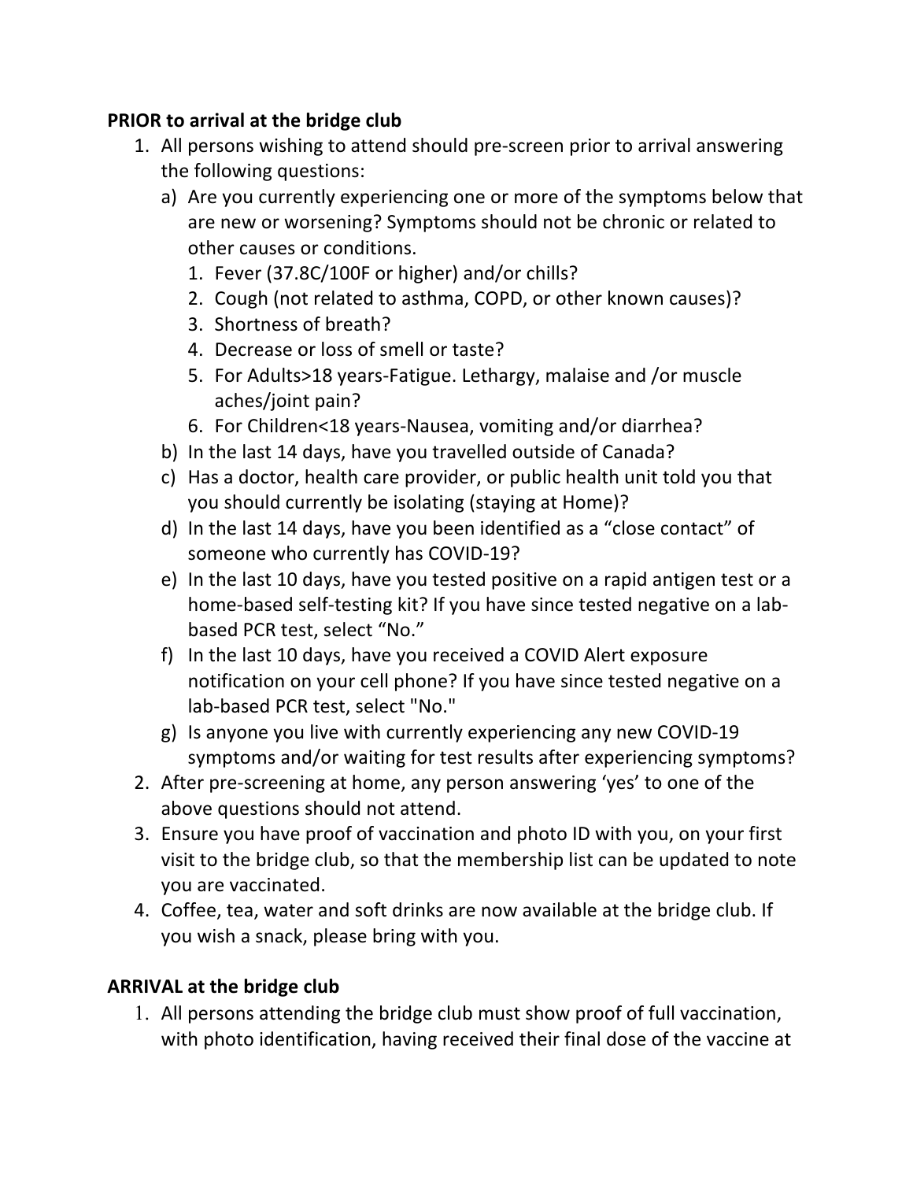**PRIOR to arrival at the bridge club**

1. All persons wishing to attend should pre-screen prior to arrival answering the following questions:
   a) Are you currently experiencing one or more of the symptoms below that are new or worsening? Symptoms should not be chronic or related to other causes or conditions.
      1. Fever (37.8C/100F or higher) and/or chills?
      2. Cough (not related to asthma, COPD, or other known causes)?
      3. Shortness of breath?
      4. Decrease or loss of smell or taste?
      5. For Adults>18 years-Fatigue. Lethargy, malaise and /or muscle aches/joint pain?
      6. For Children<18 years-Nausea, vomiting and/or diarrhea?

   b) In the last 14 days, have you travelled outside of Canada?
   c) Has a doctor, health care provider, or public health unit told you that you should currently be isolating (staying at Home)?
   d) In the last 14 days, have you been identified as a "close contact" of someone who currently has COVID-19?
   e) In the last 10 days, have you tested positive on a rapid antigen test or a home-based self-testing kit? If you have since tested negative on a lab-based PCR test, select "No."
   f) In the last 10 days, have you received a COVID Alert exposure notification on your cell phone? If you have since tested negative on a lab-based PCR test, select "No."
   g) Is anyone you live with currently experiencing any new COVID-19 symptoms and/or waiting for test results after experiencing symptoms?
2. After pre-screening at home, any person answering 'yes' to one of the above questions should not attend.
3. Ensure you have proof of vaccination and photo ID with you, on your first visit to the bridge club, so that the membership list can be updated to note you are vaccinated.
4. Coffee, tea, water and soft drinks are now available at the bridge club. If you wish a snack, please bring with you.

**ARRIVAL at the bridge club**

1. All persons attending the bridge club must show proof of full vaccination, with photo identification, having received their final dose of the vaccine at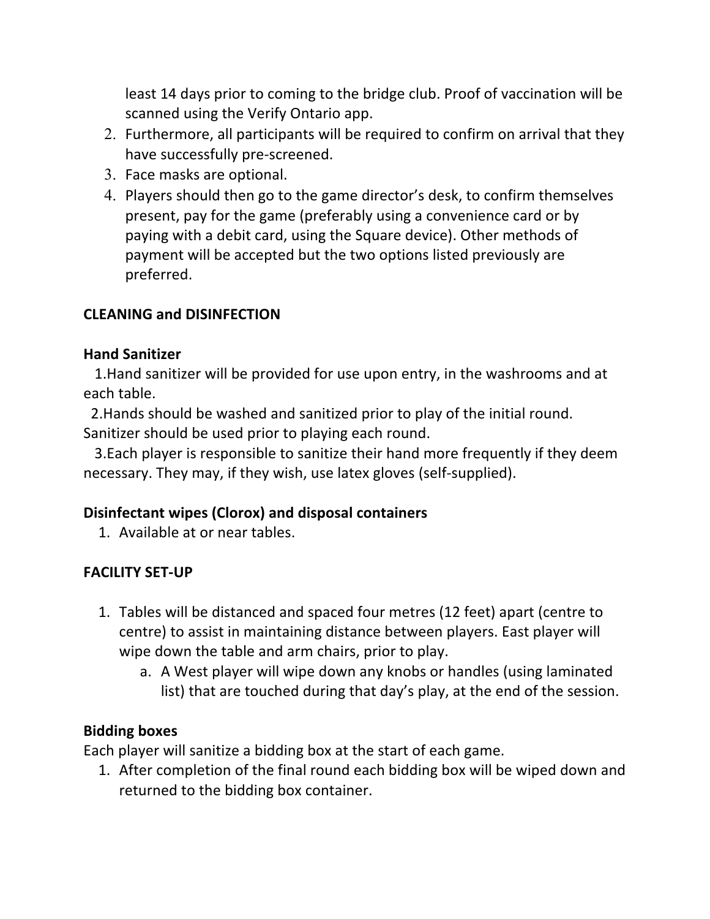least 14 days prior to coming to the bridge club. Proof of vaccination will be scanned using the Verify Ontario app.

2. Furthermore, all participants will be required to confirm on arrival that they have successfully pre-screened.
3. Face masks are optional.
4. Players should then go to the game director's desk, to confirm themselves present, pay for the game (preferably using a convenience card or by paying with a debit card, using the Square device). Other methods of payment will be accepted but the two options listed previously are preferred.

**CLEANING and DISINFECTION**

**Hand Sanitizer**

1. Hand sanitizer will be provided for use upon entry, in the washrooms and at each table.
2. Hands should be washed and sanitized prior to play of the initial round. Sanitizer should be used prior to playing each round.
3. Each player is responsible to sanitize their hand more frequently if they deem necessary. They may, if they wish, use latex gloves (self-supplied).

**Disinfectant wipes (Clorox) and disposal containers**

1. Available at or near tables.

**FACILITY SET-UP**

1. Tables will be distanced and spaced four metres (12 feet) apart (centre to centre) to assist in maintaining distance between players. East player will wipe down the table and arm chairs, prior to play.
   a. A West player will wipe down any knobs or handles (using laminated list) that are touched during that day's play, at the end of the session.

**Bidding boxes**

Each player will sanitize a bidding box at the start of each game.

1. After completion of the final round each bidding box will be wiped down and returned to the bidding box container.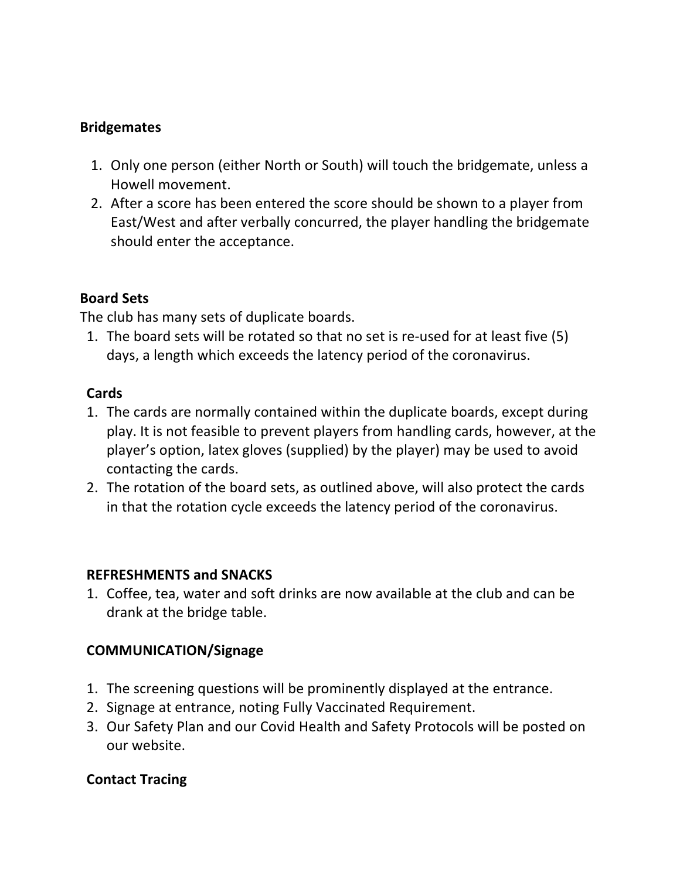**Bridgemates**

1. Only one person (either North or South) will touch the bridgemate, unless a Howell movement.
2. After a score has been entered the score should be shown to a player from East/West and after verbally concurred, the player handling the bridgemate should enter the acceptance.

**Board Sets**

The club has many sets of duplicate boards.

1. The board sets will be rotated so that no set is re-used for at least five (5) days, a length which exceeds the latency period of the coronavirus.

**Cards**

1. The cards are normally contained within the duplicate boards, except during play. It is not feasible to prevent players from handling cards, however, at the player's option, latex gloves (supplied) by the player) may be used to avoid contacting the cards.
2. The rotation of the board sets, as outlined above, will also protect the cards in that the rotation cycle exceeds the latency period of the coronavirus.

**REFRESHMENTS and SNACKS**

1. Coffee, tea, water and soft drinks are now available at the club and can be drank at the bridge table.

**COMMUNICATION/Signage**

1. The screening questions will be prominently displayed at the entrance.
2. Signage at entrance, noting Fully Vaccinated Requirement.
3. Our Safety Plan and our Covid Health and Safety Protocols will be posted on our website.

**Contact Tracing**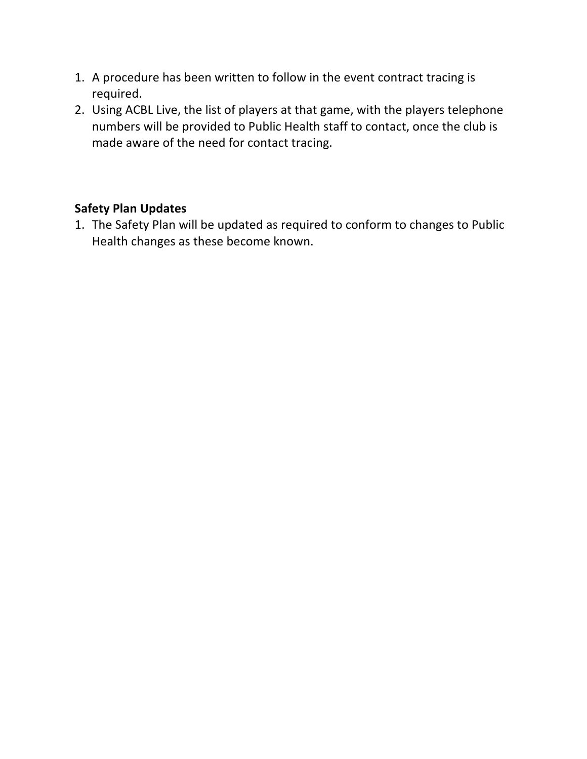1. A procedure has been written to follow in the event contract tracing is required.
2. Using ACBL Live, the list of players at that game, with the players telephone numbers will be provided to Public Health staff to contact, once the club is made aware of the need for contact tracing.

**Safety Plan Updates**

1. The Safety Plan will be updated as required to conform to changes to Public Health changes as these become known.